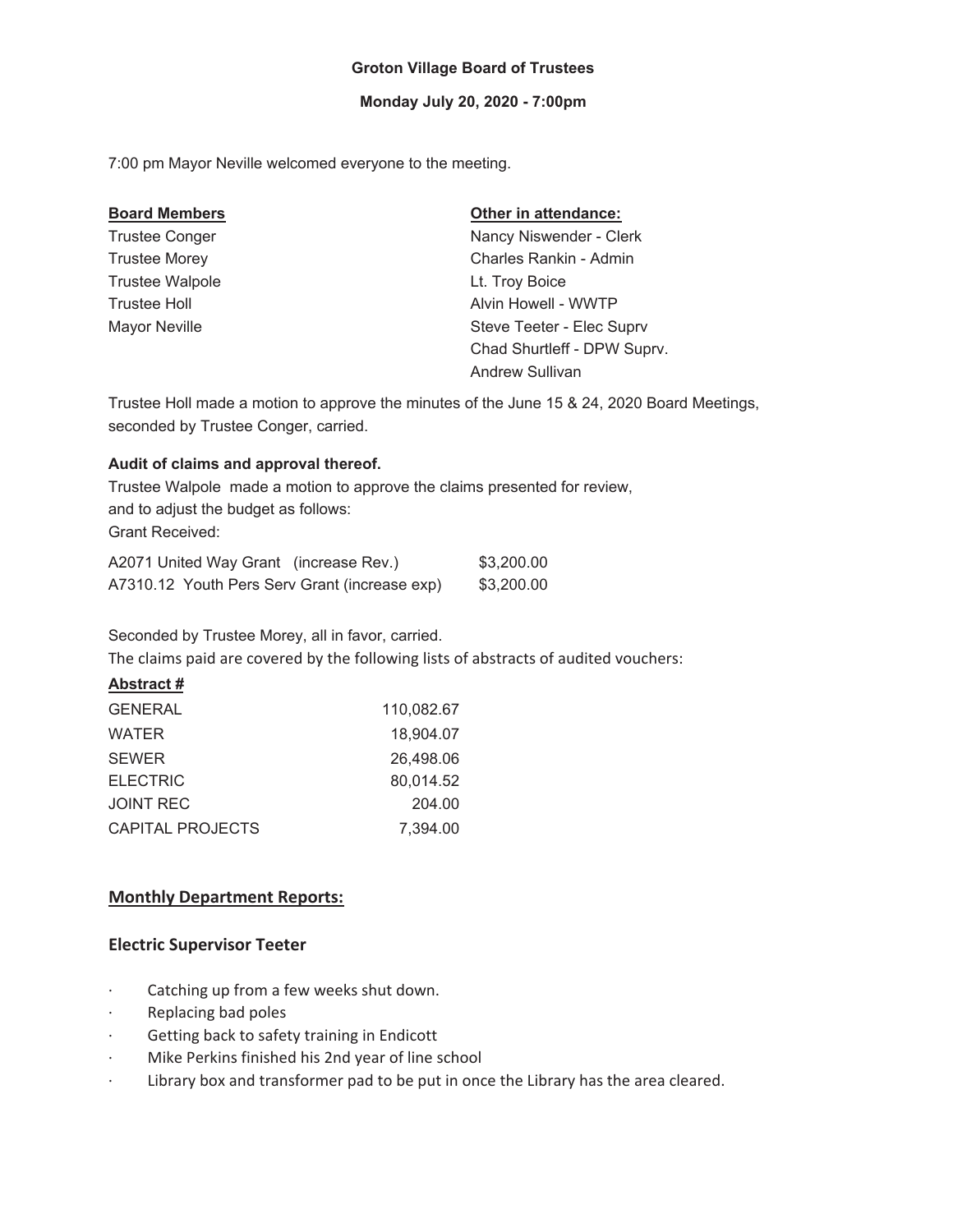**Groton Village Board of Trustees**

**Monday July 20, 2020 - 7:00pm**

7:00 pm Mayor Neville welcomed everyone to the meeting.

| **Board Members** | **Other in attendance:** |
|---|---|
| Trustee Conger | Nancy Niswender - Clerk |
| Trustee Morey | Charles Rankin - Admin |
| Trustee Walpole | Lt. Troy Boice |
| Trustee Holl | Alvin Howell - WWTP |
| Mayor Neville | Steve Teeter - Elec Suprv |
| | Chad Shurtleff - DPW Suprv. |
| | Andrew Sullivan |

Trustee Holl made a motion to approve the minutes of the June 15 & 24, 2020 Board Meetings, seconded by Trustee Conger, carried.

**Audit of claims and approval thereof.**

Trustee Walpole made a motion to approve the claims presented for review, and to adjust the budget as follows:

Grant Received:

| | |
|---|---|
| A2071 United Way Grant (increase Rev.) | $3,200.00 |
| A7310.12 Youth Pers Serv Grant (increase exp) | $3,200.00 |

Seconded by Trustee Morey, all in favor, carried.

The claims paid are covered by the following lists of abstracts of audited vouchers:

| **Abstract #** | |
|---|---|
| GENERAL | 110,082.67 |
| WATER | 18,904.07 |
| SEWER | 26,498.06 |
| ELECTRIC | 80,014.52 |
| JOINT REC | 204.00 |
| CAPITAL PROJECTS | 7,394.00 |

## Monthly Department Reports:

### Electric Supervisor Teeter

- Catching up from a few weeks shut down.
- Replacing bad poles
- Getting back to safety training in Endicott
- Mike Perkins finished his 2nd year of line school
- Library box and transformer pad to be put in once the Library has the area cleared.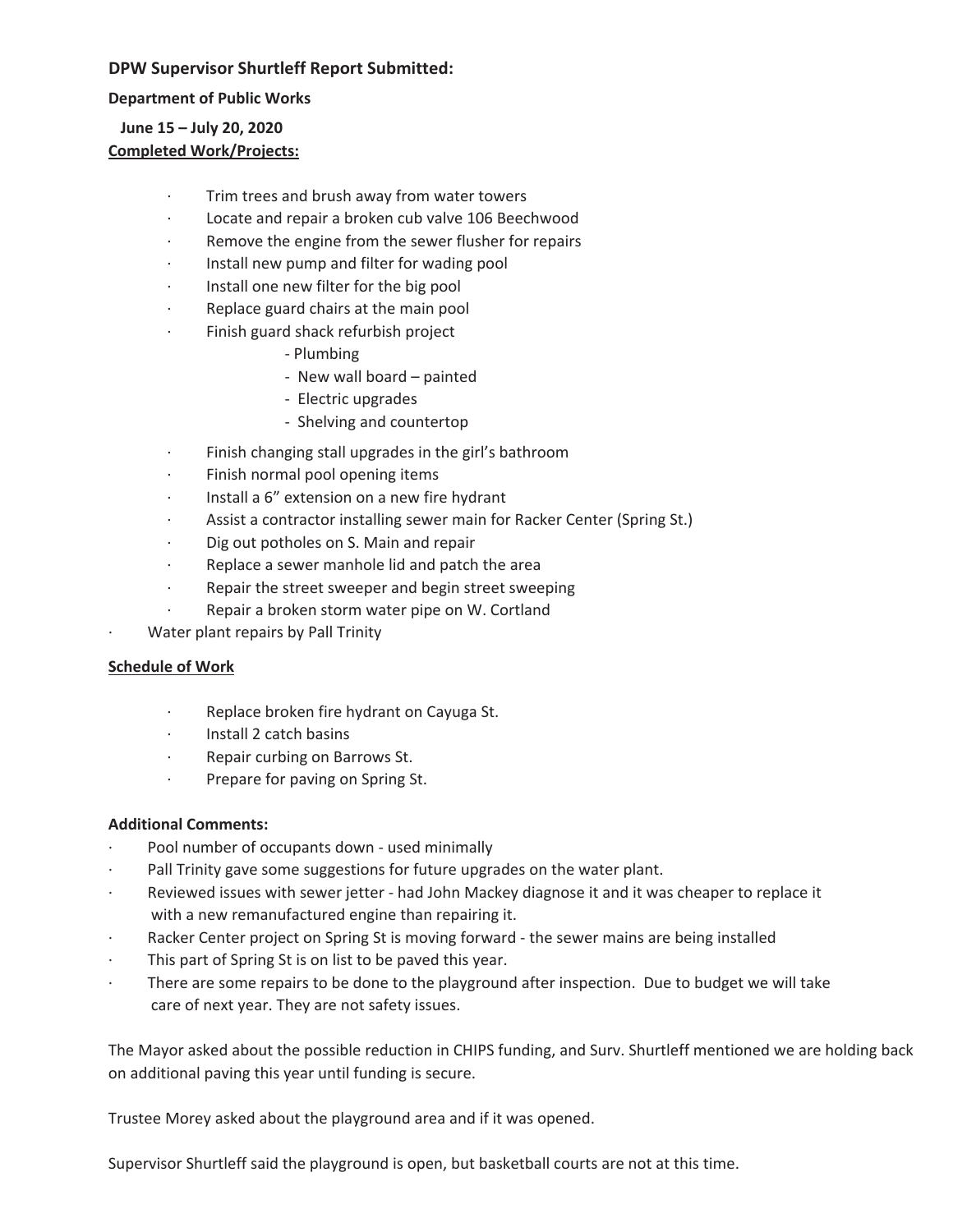**DPW Supervisor Shurtleff Report Submitted:**

**Department of Public Works**

**June 15 – July 20, 2020**

**Completed Work/Projects:**

- Trim trees and brush away from water towers
- Locate and repair a broken cub valve 106 Beechwood
- Remove the engine from the sewer flusher for repairs
- Install new pump and filter for wading pool
- Install one new filter for the big pool
- Replace guard chairs at the main pool
- Finish guard shack refurbish project
  - Plumbing
  - New wall board – painted
  - Electric upgrades
  - Shelving and countertop
- Finish changing stall upgrades in the girl's bathroom
- Finish normal pool opening items
- Install a 6" extension on a new fire hydrant
- Assist a contractor installing sewer main for Racker Center (Spring St.)
- Dig out potholes on S. Main and repair
- Replace a sewer manhole lid and patch the area
- Repair the street sweeper and begin street sweeping
- Repair a broken storm water pipe on W. Cortland
- Water plant repairs by Pall Trinity

**Schedule of Work**

- Replace broken fire hydrant on Cayuga St.
- Install 2 catch basins
- Repair curbing on Barrows St.
- Prepare for paving on Spring St.

**Additional Comments:**

- Pool number of occupants down - used minimally
- Pall Trinity gave some suggestions for future upgrades on the water plant.
- Reviewed issues with sewer jetter - had John Mackey diagnose it and it was cheaper to replace it with a new remanufactured engine than repairing it.
- Racker Center project on Spring St is moving forward - the sewer mains are being installed
- This part of Spring St is on list to be paved this year.
- There are some repairs to be done to the playground after inspection. Due to budget we will take care of next year. They are not safety issues.

The Mayor asked about the possible reduction in CHIPS funding, and Surv. Shurtleff mentioned we are holding back on additional paving this year until funding is secure.

Trustee Morey asked about the playground area and if it was opened.

Supervisor Shurtleff said the playground is open, but basketball courts are not at this time.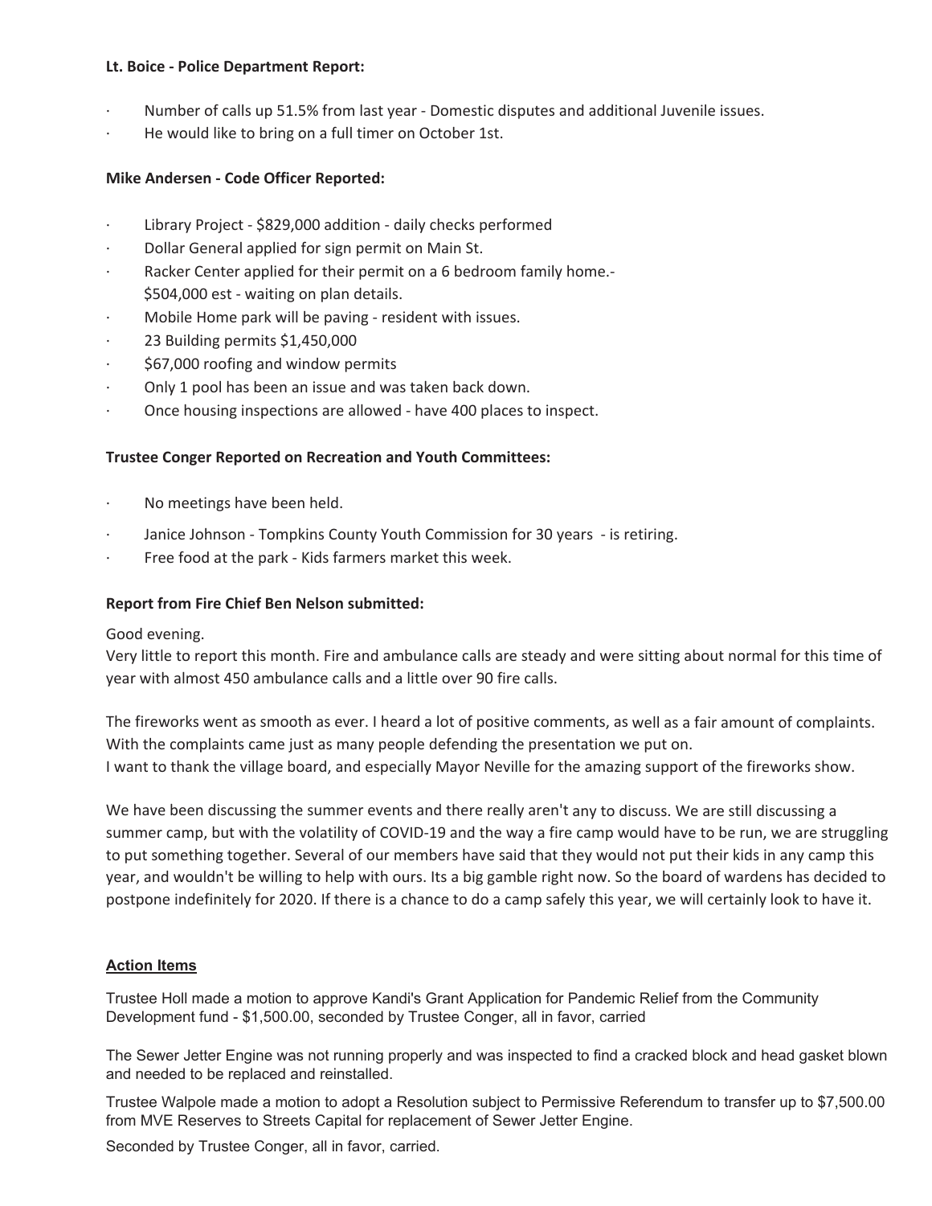**Lt. Boice - Police Department Report:**

- Number of calls up 51.5% from last year - Domestic disputes and additional Juvenile issues.
- He would like to bring on a full timer on October 1st.

**Mike Andersen - Code Officer Reported:**

- Library Project - $829,000 addition - daily checks performed
- Dollar General applied for sign permit on Main St.
- Racker Center applied for their permit on a 6 bedroom family home.- $504,000 est - waiting on plan details.
- Mobile Home park will be paving - resident with issues.
- 23 Building permits $1,450,000
- $67,000 roofing and window permits
- Only 1 pool has been an issue and was taken back down.
- Once housing inspections are allowed - have 400 places to inspect.

**Trustee Conger Reported on Recreation and Youth Committees:**

- No meetings have been held.
- Janice Johnson - Tompkins County Youth Commission for 30 years - is retiring.
- Free food at the park - Kids farmers market this week.

**Report from Fire Chief Ben Nelson submitted:**

Good evening.
Very little to report this month. Fire and ambulance calls are steady and were sitting about normal for this time of year with almost 450 ambulance calls and a little over 90 fire calls.

The fireworks went as smooth as ever. I heard a lot of positive comments, as well as a fair amount of complaints. With the complaints came just as many people defending the presentation we put on.
I want to thank the village board, and especially Mayor Neville for the amazing support of the fireworks show.

We have been discussing the summer events and there really aren't any to discuss. We are still discussing a summer camp, but with the volatility of COVID-19 and the way a fire camp would have to be run, we are struggling to put something together. Several of our members have said that they would not put their kids in any camp this year, and wouldn't be willing to help with ours. Its a big gamble right now. So the board of wardens has decided to postpone indefinitely for 2020. If there is a chance to do a camp safely this year, we will certainly look to have it.

**Action Items**

Trustee Holl made a motion to approve Kandi's Grant Application for Pandemic Relief from the Community Development fund - $1,500.00, seconded by Trustee Conger, all in favor, carried

The Sewer Jetter Engine was not running properly and was inspected to find a cracked block and head gasket blown and needed to be replaced and reinstalled.

Trustee Walpole made a motion to adopt a Resolution subject to Permissive Referendum to transfer up to $7,500.00 from MVE Reserves to Streets Capital for replacement of Sewer Jetter Engine.

Seconded by Trustee Conger, all in favor, carried.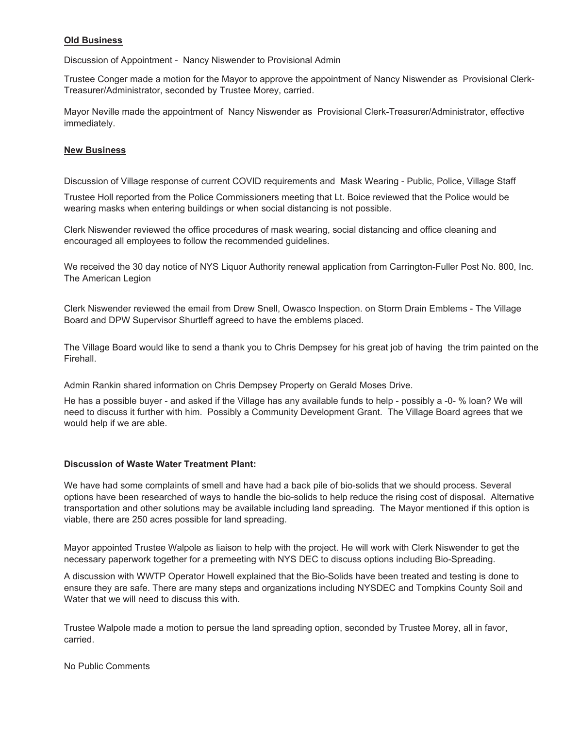**Old Business**

Discussion of Appointment - Nancy Niswender to Provisional Admin

Trustee Conger made a motion for the Mayor to approve the appointment of Nancy Niswender as Provisional Clerk-Treasurer/Administrator, seconded by Trustee Morey, carried.

Mayor Neville made the appointment of Nancy Niswender as Provisional Clerk-Treasurer/Administrator, effective immediately.

**New Business**

Discussion of Village response of current COVID requirements and Mask Wearing - Public, Police, Village Staff

Trustee Holl reported from the Police Commissioners meeting that Lt. Boice reviewed that the Police would be wearing masks when entering buildings or when social distancing is not possible.

Clerk Niswender reviewed the office procedures of mask wearing, social distancing and office cleaning and encouraged all employees to follow the recommended guidelines.

We received the 30 day notice of NYS Liquor Authority renewal application from Carrington-Fuller Post No. 800, Inc. The American Legion

Clerk Niswender reviewed the email from Drew Snell, Owasco Inspection. on Storm Drain Emblems - The Village Board and DPW Supervisor Shurtleff agreed to have the emblems placed.

The Village Board would like to send a thank you to Chris Dempsey for his great job of having the trim painted on the Firehall.

Admin Rankin shared information on Chris Dempsey Property on Gerald Moses Drive.

He has a possible buyer - and asked if the Village has any available funds to help - possibly a -0- % loan? We will need to discuss it further with him. Possibly a Community Development Grant. The Village Board agrees that we would help if we are able.

**Discussion of Waste Water Treatment Plant:**

We have had some complaints of smell and have had a back pile of bio-solids that we should process. Several options have been researched of ways to handle the bio-solids to help reduce the rising cost of disposal. Alternative transportation and other solutions may be available including land spreading. The Mayor mentioned if this option is viable, there are 250 acres possible for land spreading.

Mayor appointed Trustee Walpole as liaison to help with the project. He will work with Clerk Niswender to get the necessary paperwork together for a premeeting with NYS DEC to discuss options including Bio-Spreading.

A discussion with WWTP Operator Howell explained that the Bio-Solids have been treated and testing is done to ensure they are safe. There are many steps and organizations including NYSDEC and Tompkins County Soil and Water that we will need to discuss this with.

Trustee Walpole made a motion to persue the land spreading option, seconded by Trustee Morey, all in favor, carried.

No Public Comments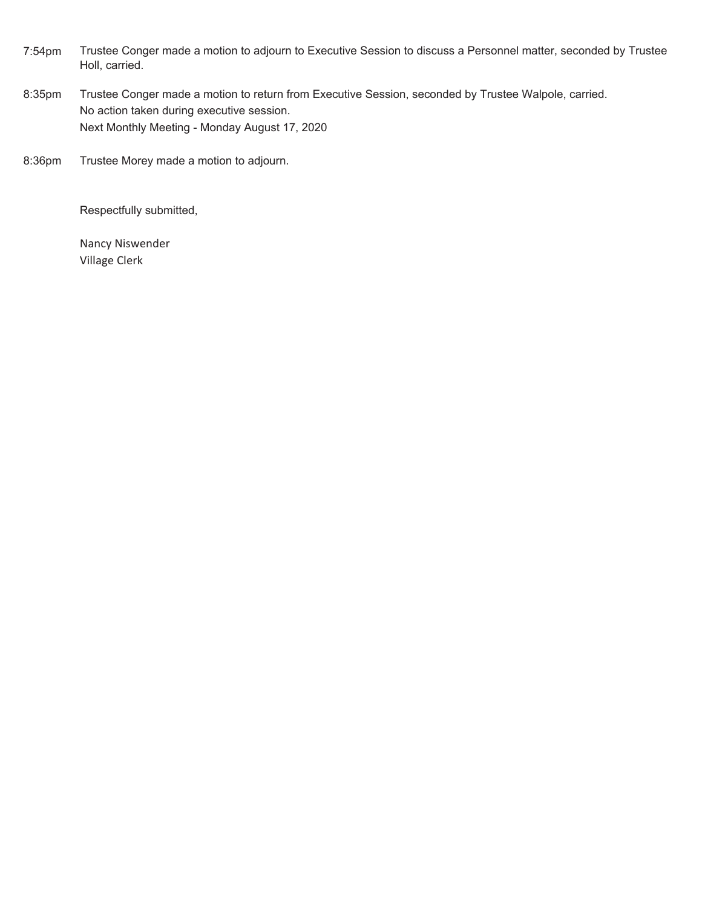7:54pm Trustee Conger made a motion to adjourn to Executive Session to discuss a Personnel matter, seconded by Trustee Holl, carried.

8:35pm Trustee Conger made a motion to return from Executive Session, seconded by Trustee Walpole, carried.
No action taken during executive session.
Next Monthly Meeting - Monday August 17, 2020

8:36pm Trustee Morey made a motion to adjourn.

Respectfully submitted,

Nancy Niswender
Village Clerk